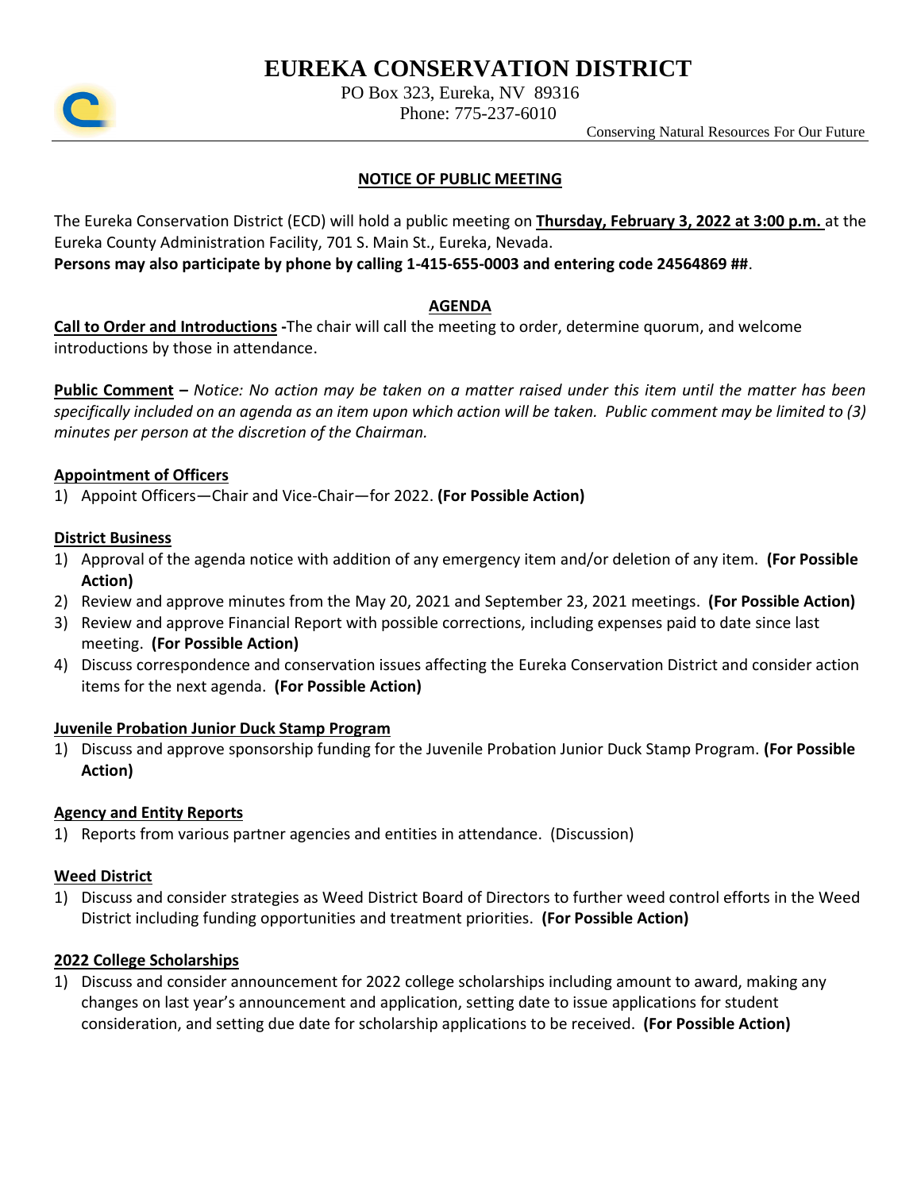# EUREKA CONSERVATION DISTRICT

PO Box 323, Eureka, NV 89316
Phone: 775-237-6010

Conserving Natural Resources For Our Future

## NOTICE OF PUBLIC MEETING

The Eureka Conservation District (ECD) will hold a public meeting on **Thursday, February 3, 2022 at 3:00 p.m.** at the Eureka County Administration Facility, 701 S. Main St., Eureka, Nevada.
**Persons may also participate by phone by calling 1-415-655-0003 and entering code 24564869 ##**.

## AGENDA

**Call to Order and Introductions** **-**The chair will call the meeting to order, determine quorum, and welcome introductions by those in attendance.

**Public Comment** **–** *Notice: No action may be taken on a matter raised under this item until the matter has been specifically included on an agenda as an item upon which action will be taken. Public comment may be limited to (3) minutes per person at the discretion of the Chairman.*

**Appointment of Officers**

1) Appoint Officers—Chair and Vice-Chair—for 2022. **(For Possible Action)**

**District Business**

1) Approval of the agenda notice with addition of any emergency item and/or deletion of any item. **(For Possible Action)**
2) Review and approve minutes from the May 20, 2021 and September 23, 2021 meetings. **(For Possible Action)**
3) Review and approve Financial Report with possible corrections, including expenses paid to date since last meeting. **(For Possible Action)**
4) Discuss correspondence and conservation issues affecting the Eureka Conservation District and consider action items for the next agenda. **(For Possible Action)**

**Juvenile Probation Junior Duck Stamp Program**

1) Discuss and approve sponsorship funding for the Juvenile Probation Junior Duck Stamp Program. **(For Possible Action)**

**Agency and Entity Reports**

1) Reports from various partner agencies and entities in attendance. (Discussion)

**Weed District**

1) Discuss and consider strategies as Weed District Board of Directors to further weed control efforts in the Weed District including funding opportunities and treatment priorities. **(For Possible Action)**

**2022 College Scholarships**

1) Discuss and consider announcement for 2022 college scholarships including amount to award, making any changes on last year's announcement and application, setting date to issue applications for student consideration, and setting due date for scholarship applications to be received. **(For Possible Action)**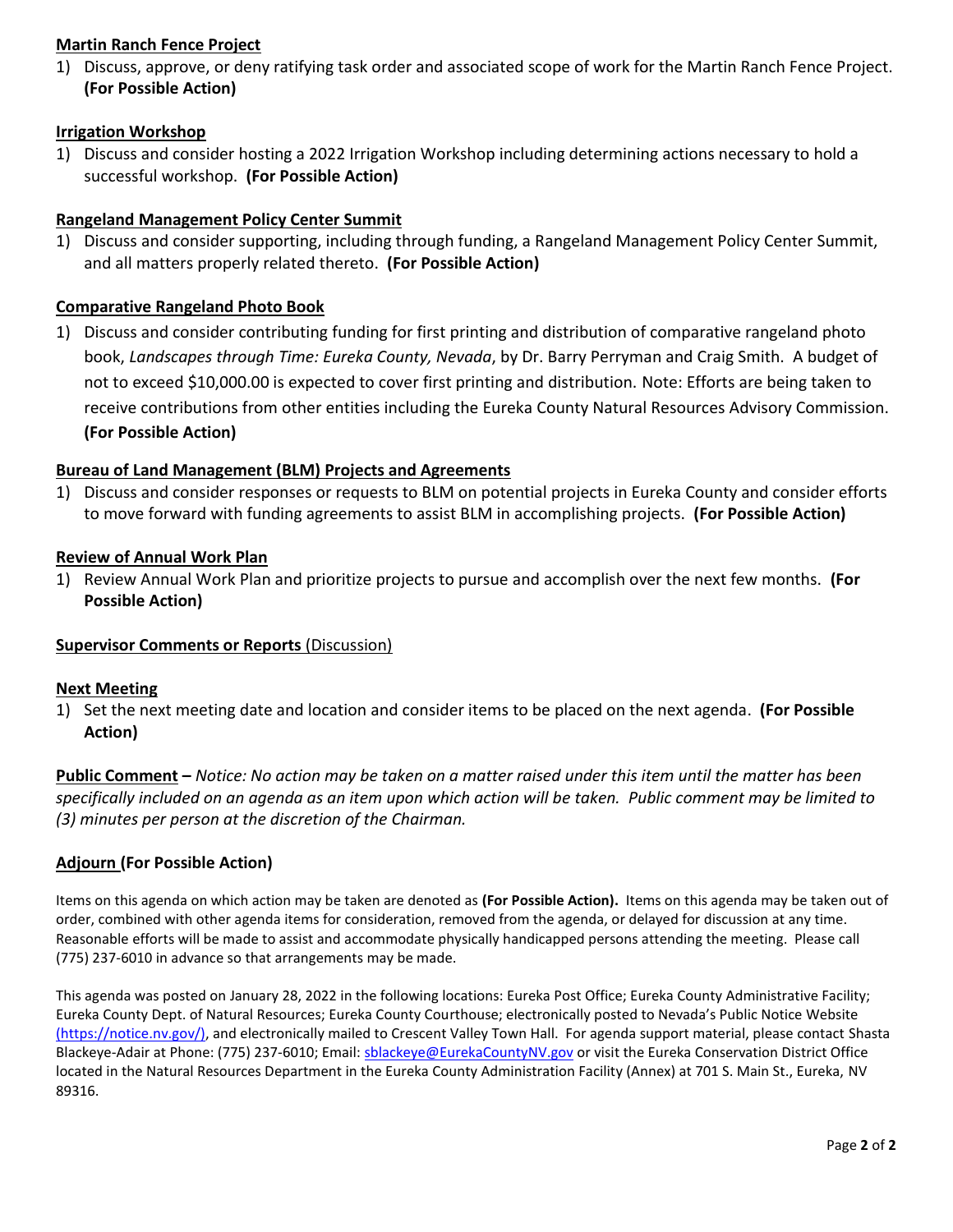**Martin Ranch Fence Project**

1) Discuss, approve, or deny ratifying task order and associated scope of work for the Martin Ranch Fence Project. **(For Possible Action)**

**Irrigation Workshop**

1) Discuss and consider hosting a 2022 Irrigation Workshop including determining actions necessary to hold a successful workshop. **(For Possible Action)**

**Rangeland Management Policy Center Summit**

1) Discuss and consider supporting, including through funding, a Rangeland Management Policy Center Summit, and all matters properly related thereto. **(For Possible Action)**

**Comparative Rangeland Photo Book**

1) Discuss and consider contributing funding for first printing and distribution of comparative rangeland photo book, *Landscapes through Time: Eureka County, Nevada*, by Dr. Barry Perryman and Craig Smith. A budget of not to exceed $10,000.00 is expected to cover first printing and distribution. Note: Efforts are being taken to receive contributions from other entities including the Eureka County Natural Resources Advisory Commission. **(For Possible Action)**

**Bureau of Land Management (BLM) Projects and Agreements**

1) Discuss and consider responses or requests to BLM on potential projects in Eureka County and consider efforts to move forward with funding agreements to assist BLM in accomplishing projects. **(For Possible Action)**

**Review of Annual Work Plan**

1) Review Annual Work Plan and prioritize projects to pursue and accomplish over the next few months. **(For Possible Action)**

**Supervisor Comments or Reports** (Discussion)

**Next Meeting**

1) Set the next meeting date and location and consider items to be placed on the next agenda. **(For Possible Action)**

**Public Comment** – *Notice: No action may be taken on a matter raised under this item until the matter has been specifically included on an agenda as an item upon which action will be taken. Public comment may be limited to (3) minutes per person at the discretion of the Chairman.*

**Adjourn (For Possible Action)**

Items on this agenda on which action may be taken are denoted as **(For Possible Action).** Items on this agenda may be taken out of order, combined with other agenda items for consideration, removed from the agenda, or delayed for discussion at any time. Reasonable efforts will be made to assist and accommodate physically handicapped persons attending the meeting. Please call (775) 237-6010 in advance so that arrangements may be made.

This agenda was posted on January 28, 2022 in the following locations: Eureka Post Office; Eureka County Administrative Facility; Eureka County Dept. of Natural Resources; Eureka County Courthouse; electronically posted to Nevada's Public Notice Website (https://notice.nv.gov/), and electronically mailed to Crescent Valley Town Hall. For agenda support material, please contact Shasta Blackeye-Adair at Phone: (775) 237-6010; Email: sblackeye@EurekaCountyNV.gov or visit the Eureka Conservation District Office located in the Natural Resources Department in the Eureka County Administration Facility (Annex) at 701 S. Main St., Eureka, NV 89316.